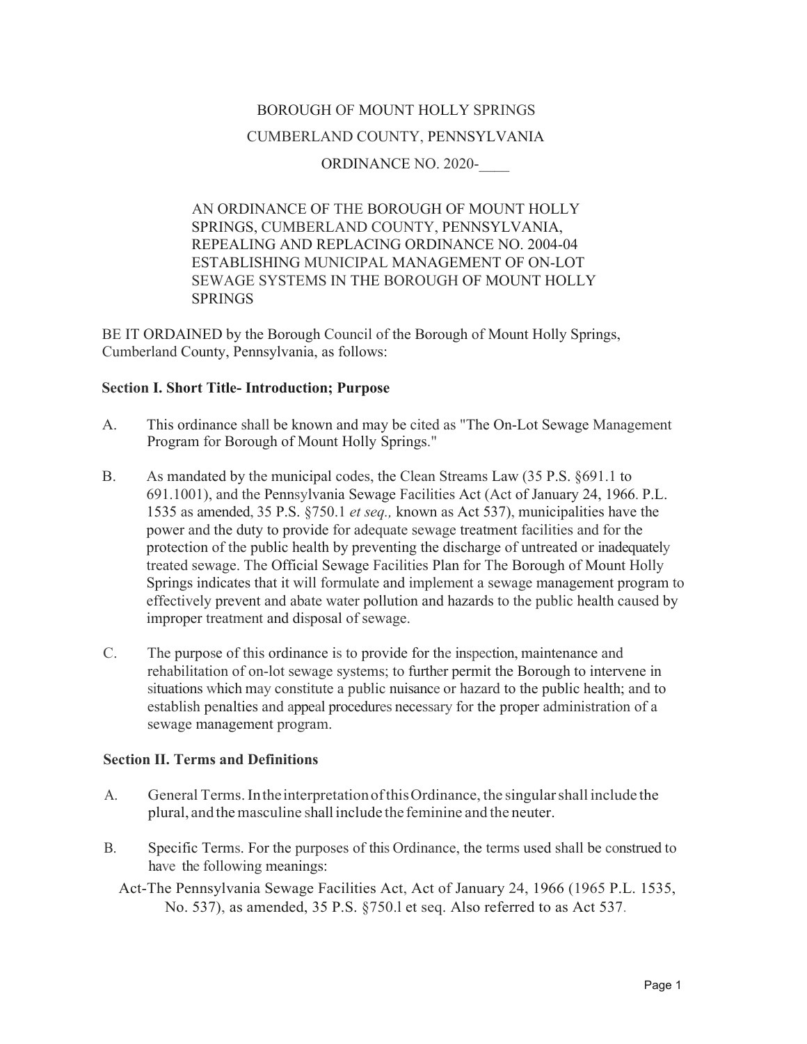BOROUGH OF MOUNT HOLLY SPRINGS

CUMBERLAND COUNTY, PENNSYLVANIA

ORDINANCE NO. 2020-____

AN ORDINANCE OF THE BOROUGH OF MOUNT HOLLY SPRINGS, CUMBERLAND COUNTY, PENNSYLVANIA, REPEALING AND REPLACING ORDINANCE NO. 2004-04 ESTABLISHING MUNICIPAL MANAGEMENT OF ON-LOT SEWAGE SYSTEMS IN THE BOROUGH OF MOUNT HOLLY SPRINGS

BE IT ORDAINED by the Borough Council of the Borough of Mount Holly Springs, Cumberland County, Pennsylvania, as follows:

**Section I. Short Title- Introduction; Purpose**

A. This ordinance shall be known and may be cited as "The On-Lot Sewage Management Program for Borough of Mount Holly Springs."

B. As mandated by the municipal codes, the Clean Streams Law (35 P.S. §691.1 to 691.1001), and the Pennsylvania Sewage Facilities Act (Act of January 24, 1966. P.L. 1535 as amended, 35 P.S. §750.1 *et seq.,* known as Act 537), municipalities have the power and the duty to provide for adequate sewage treatment facilities and for the protection of the public health by preventing the discharge of untreated or inadequately treated sewage. The Official Sewage Facilities Plan for The Borough of Mount Holly Springs indicates that it will formulate and implement a sewage management program to effectively prevent and abate water pollution and hazards to the public health caused by improper treatment and disposal of sewage.

C. The purpose of this ordinance is to provide for the inspection, maintenance and rehabilitation of on-lot sewage systems; to further permit the Borough to intervene in situations which may constitute a public nuisance or hazard to the public health; and to establish penalties and appeal procedures necessary for the proper administration of a sewage management program.

**Section II. Terms and Definitions**

A. General Terms. In the interpretation of this Ordinance, the singular shall include the plural, and the masculine shall include the feminine and the neuter.

B. Specific Terms. For the purposes of this Ordinance, the terms used shall be construed to have the following meanings:

Act-The Pennsylvania Sewage Facilities Act, Act of January 24, 1966 (1965 P.L. 1535, No. 537), as amended, 35 P.S. §750.l et seq. Also referred to as Act 537.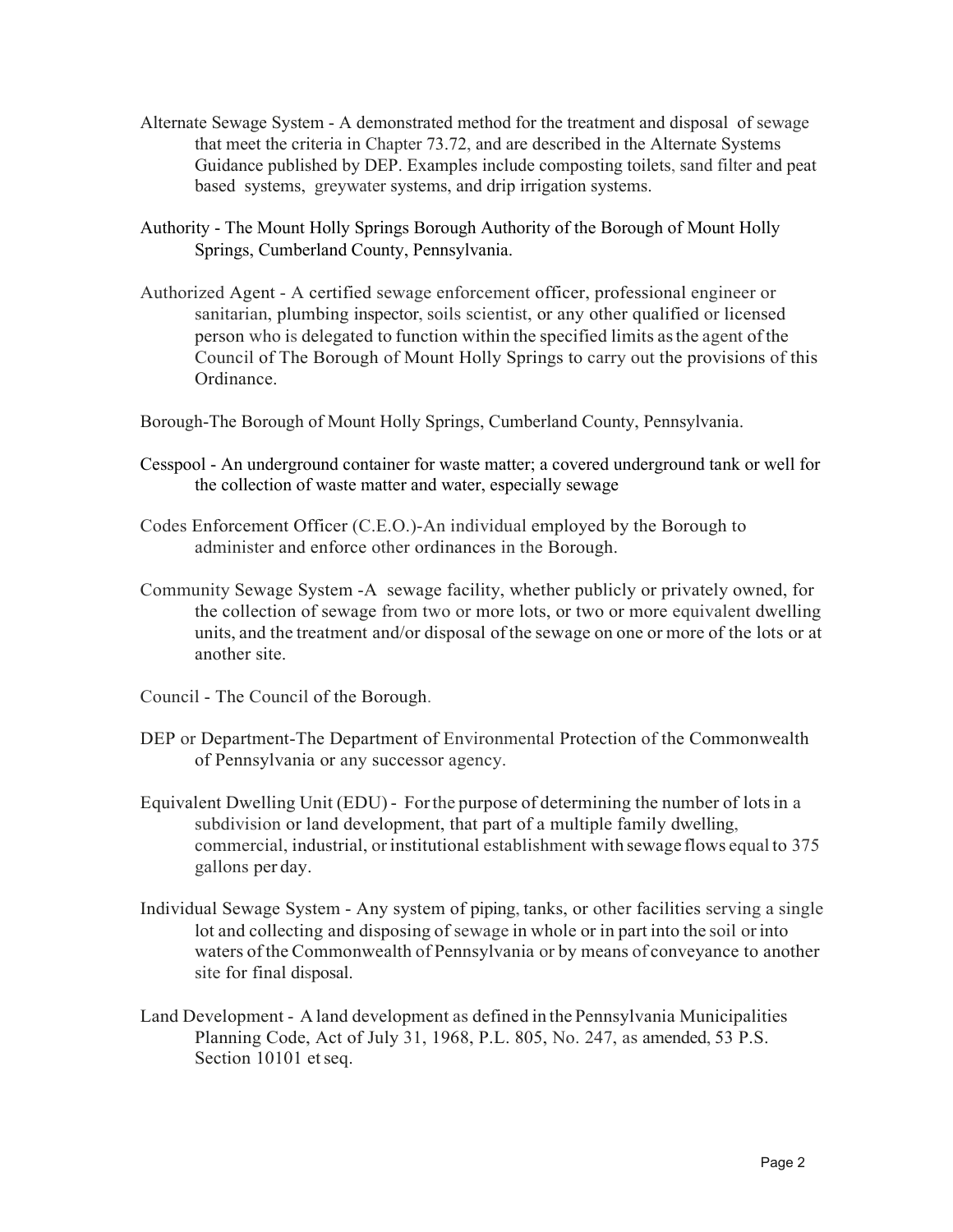Alternate Sewage System - A demonstrated method for the treatment and disposal of sewage that meet the criteria in Chapter 73.72, and are described in the Alternate Systems Guidance published by DEP. Examples include composting toilets, sand filter and peat based systems, greywater systems, and drip irrigation systems.

Authority - The Mount Holly Springs Borough Authority of the Borough of Mount Holly Springs, Cumberland County, Pennsylvania.

Authorized Agent - A certified sewage enforcement officer, professional engineer or sanitarian, plumbing inspector, soils scientist, or any other qualified or licensed person who is delegated to function within the specified limits as the agent of the Council of The Borough of Mount Holly Springs to carry out the provisions of this Ordinance.

Borough-The Borough of Mount Holly Springs, Cumberland County, Pennsylvania.

Cesspool - An underground container for waste matter; a covered underground tank or well for the collection of waste matter and water, especially sewage

Codes Enforcement Officer (C.E.O.)-An individual employed by the Borough to administer and enforce other ordinances in the Borough.

Community Sewage System -A sewage facility, whether publicly or privately owned, for the collection of sewage from two or more lots, or two or more equivalent dwelling units, and the treatment and/or disposal of the sewage on one or more of the lots or at another site.

Council - The Council of the Borough.

DEP or Department-The Department of Environmental Protection of the Commonwealth of Pennsylvania or any successor agency.

Equivalent Dwelling Unit (EDU) - For the purpose of determining the number of lots in a subdivision or land development, that part of a multiple family dwelling, commercial, industrial, or institutional establishment with sewage flows equal to 375 gallons per day.

Individual Sewage System - Any system of piping, tanks, or other facilities serving a single lot and collecting and disposing of sewage in whole or in part into the soil or into waters of the Commonwealth of Pennsylvania or by means of conveyance to another site for final disposal.

Land Development - A land development as defined in the Pennsylvania Municipalities Planning Code, Act of July 31, 1968, P.L. 805, No. 247, as amended, 53 P.S. Section 10101 et seq.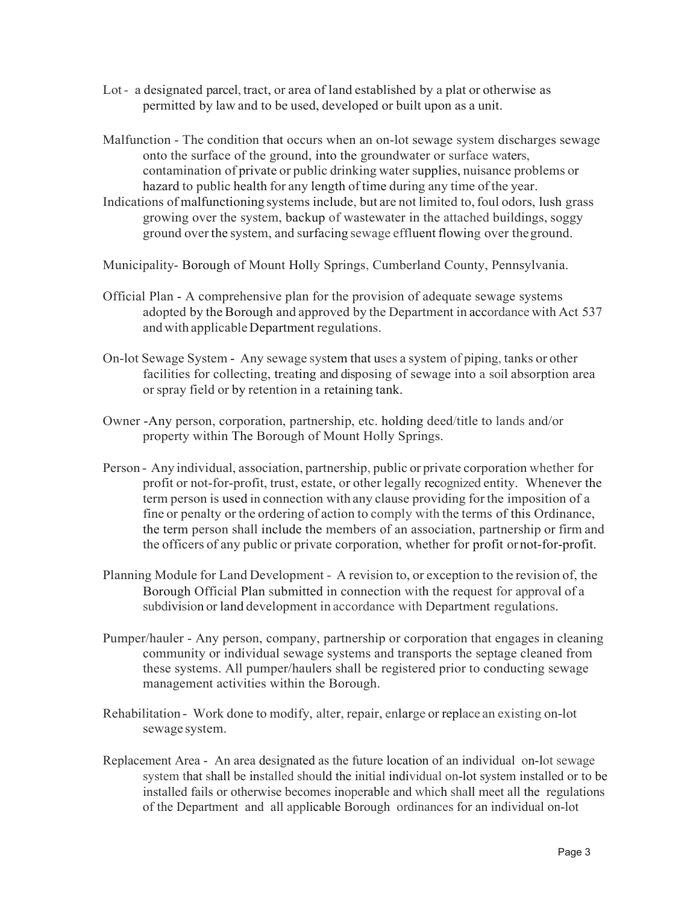Lot - a designated parcel, tract, or area of land established by a plat or otherwise as permitted by law and to be used, developed or built upon as a unit.

Malfunction - The condition that occurs when an on-lot sewage system discharges sewage onto the surface of the ground, into the groundwater or surface waters, contamination of private or public drinking water supplies, nuisance problems or hazard to public health for any length of time during any time of the year.
Indications of malfunctioning systems include, but are not limited to, foul odors, lush grass growing over the system, backup of wastewater in the attached buildings, soggy ground over the system, and surfacing sewage effluent flowing over the ground.

Municipality- Borough of Mount Holly Springs, Cumberland County, Pennsylvania.

Official Plan - A comprehensive plan for the provision of adequate sewage systems adopted by the Borough and approved by the Department in accordance with Act 537 and with applicable Department regulations.

On-lot Sewage System - Any sewage system that uses a system of piping, tanks or other facilities for collecting, treating and disposing of sewage into a soil absorption area or spray field or by retention in a retaining tank.

Owner -Any person, corporation, partnership, etc. holding deed/title to lands and/or property within The Borough of Mount Holly Springs.

Person - Any individual, association, partnership, public or private corporation whether for profit or not-for-profit, trust, estate, or other legally recognized entity. Whenever the term person is used in connection with any clause providing for the imposition of a fine or penalty or the ordering of action to comply with the terms of this Ordinance, the term person shall include the members of an association, partnership or firm and the officers of any public or private corporation, whether for profit or not-for-profit.

Planning Module for Land Development - A revision to, or exception to the revision of, the Borough Official Plan submitted in connection with the request for approval of a subdivision or land development in accordance with Department regulations.

Pumper/hauler - Any person, company, partnership or corporation that engages in cleaning community or individual sewage systems and transports the septage cleaned from these systems. All pumper/haulers shall be registered prior to conducting sewage management activities within the Borough.

Rehabilitation - Work done to modify, alter, repair, enlarge or replace an existing on-lot sewage system.

Replacement Area - An area designated as the future location of an individual on-lot sewage system that shall be installed should the initial individual on-lot system installed or to be installed fails or otherwise becomes inoperable and which shall meet all the regulations of the Department and all applicable Borough ordinances for an individual on-lot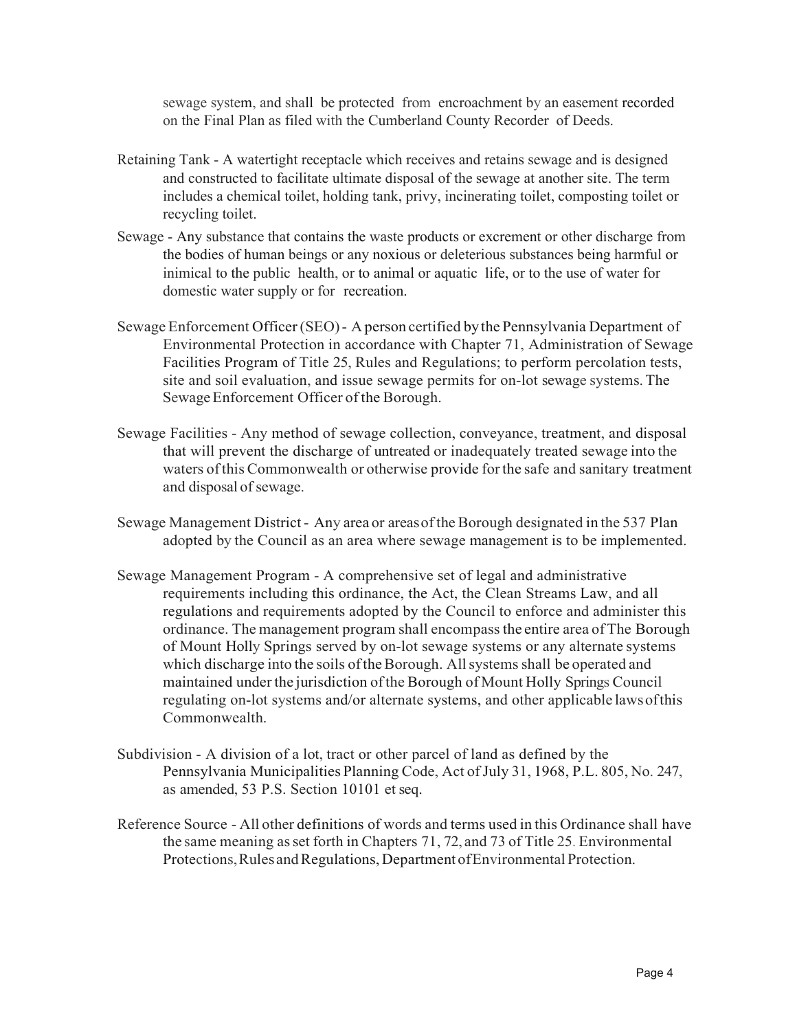sewage system, and shall be protected from encroachment by an easement recorded on the Final Plan as filed with the Cumberland County Recorder of Deeds.

Retaining Tank - A watertight receptacle which receives and retains sewage and is designed and constructed to facilitate ultimate disposal of the sewage at another site. The term includes a chemical toilet, holding tank, privy, incinerating toilet, composting toilet or recycling toilet.

Sewage - Any substance that contains the waste products or excrement or other discharge from the bodies of human beings or any noxious or deleterious substances being harmful or inimical to the public health, or to animal or aquatic life, or to the use of water for domestic water supply or for recreation.

Sewage Enforcement Officer (SEO) - A person certified by the Pennsylvania Department of Environmental Protection in accordance with Chapter 71, Administration of Sewage Facilities Program of Title 25, Rules and Regulations; to perform percolation tests, site and soil evaluation, and issue sewage permits for on-lot sewage systems. The Sewage Enforcement Officer of the Borough.

Sewage Facilities - Any method of sewage collection, conveyance, treatment, and disposal that will prevent the discharge of untreated or inadequately treated sewage into the waters of this Commonwealth or otherwise provide for the safe and sanitary treatment and disposal of sewage.

Sewage Management District - Any area or areas of the Borough designated in the 537 Plan adopted by the Council as an area where sewage management is to be implemented.

Sewage Management Program - A comprehensive set of legal and administrative requirements including this ordinance, the Act, the Clean Streams Law, and all regulations and requirements adopted by the Council to enforce and administer this ordinance. The management program shall encompass the entire area of The Borough of Mount Holly Springs served by on-lot sewage systems or any alternate systems which discharge into the soils of the Borough. All systems shall be operated and maintained under the jurisdiction of the Borough of Mount Holly Springs Council regulating on-lot systems and/or alternate systems, and other applicable laws of this Commonwealth.

Subdivision - A division of a lot, tract or other parcel of land as defined by the Pennsylvania Municipalities Planning Code, Act of July 31, 1968, P.L. 805, No. 247, as amended, 53 P.S. Section 10101 et seq.

Reference Source - All other definitions of words and terms used in this Ordinance shall have the same meaning as set forth in Chapters 71, 72, and 73 of Title 25. Environmental Protections, Rules and Regulations, Department of Environmental Protection.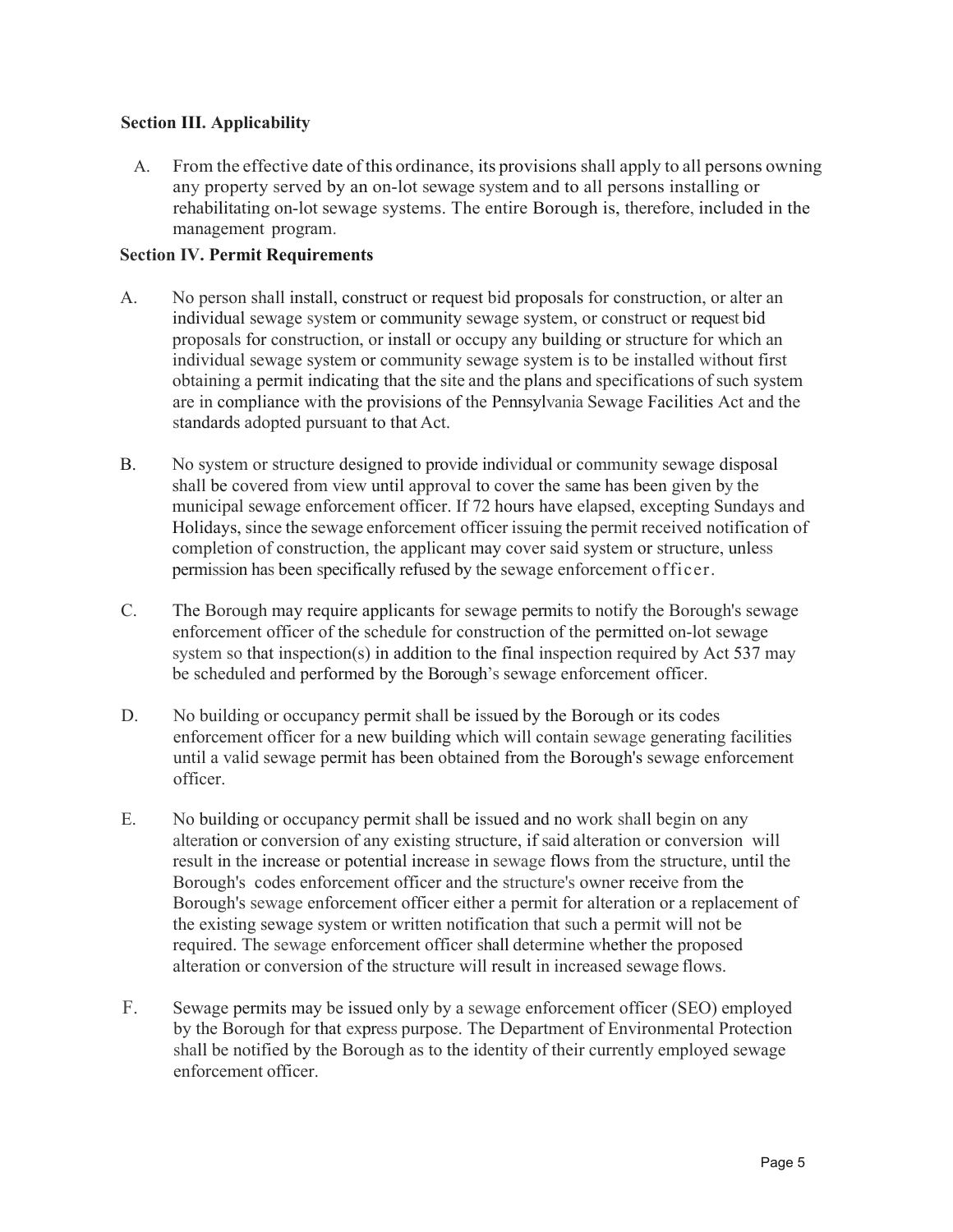**Section III. Applicability**

A. From the effective date of this ordinance, its provisions shall apply to all persons owning any property served by an on-lot sewage system and to all persons installing or rehabilitating on-lot sewage systems. The entire Borough is, therefore, included in the management program.

**Section IV. Permit Requirements**

A. No person shall install, construct or request bid proposals for construction, or alter an individual sewage system or community sewage system, or construct or request bid proposals for construction, or install or occupy any building or structure for which an individual sewage system or community sewage system is to be installed without first obtaining a permit indicating that the site and the plans and specifications of such system are in compliance with the provisions of the Pennsylvania Sewage Facilities Act and the standards adopted pursuant to that Act.

B. No system or structure designed to provide individual or community sewage disposal shall be covered from view until approval to cover the same has been given by the municipal sewage enforcement officer. If 72 hours have elapsed, excepting Sundays and Holidays, since the sewage enforcement officer issuing the permit received notification of completion of construction, the applicant may cover said system or structure, unless permission has been specifically refused by the sewage enforcement officer.

C. The Borough may require applicants for sewage permits to notify the Borough's sewage enforcement officer of the schedule for construction of the permitted on-lot sewage system so that inspection(s) in addition to the final inspection required by Act 537 may be scheduled and performed by the Borough's sewage enforcement officer.

D. No building or occupancy permit shall be issued by the Borough or its codes enforcement officer for a new building which will contain sewage generating facilities until a valid sewage permit has been obtained from the Borough's sewage enforcement officer.

E. No building or occupancy permit shall be issued and no work shall begin on any alteration or conversion of any existing structure, if said alteration or conversion will result in the increase or potential increase in sewage flows from the structure, until the Borough's codes enforcement officer and the structure's owner receive from the Borough's sewage enforcement officer either a permit for alteration or a replacement of the existing sewage system or written notification that such a permit will not be required. The sewage enforcement officer shall determine whether the proposed alteration or conversion of the structure will result in increased sewage flows.

F. Sewage permits may be issued only by a sewage enforcement officer (SEO) employed by the Borough for that express purpose. The Department of Environmental Protection shall be notified by the Borough as to the identity of their currently employed sewage enforcement officer.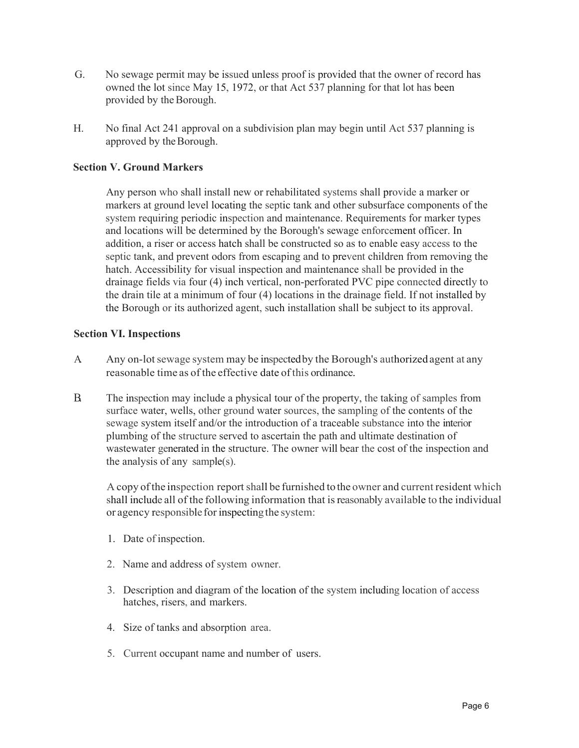G. No sewage permit may be issued unless proof is provided that the owner of record has owned the lot since May 15, 1972, or that Act 537 planning for that lot has been provided by the Borough.

H. No final Act 241 approval on a subdivision plan may begin until Act 537 planning is approved by the Borough.

**Section V. Ground Markers**

Any person who shall install new or rehabilitated systems shall provide a marker or markers at ground level locating the septic tank and other subsurface components of the system requiring periodic inspection and maintenance. Requirements for marker types and locations will be determined by the Borough's sewage enforcement officer. In addition, a riser or access hatch shall be constructed so as to enable easy access to the septic tank, and prevent odors from escaping and to prevent children from removing the hatch. Accessibility for visual inspection and maintenance shall be provided in the drainage fields via four (4) inch vertical, non-perforated PVC pipe connected directly to the drain tile at a minimum of four (4) locations in the drainage field. If not installed by the Borough or its authorized agent, such installation shall be subject to its approval.

**Section VI. Inspections**

A. Any on-lot sewage system may be inspected by the Borough's authorized agent at any reasonable time as of the effective date of this ordinance.

B. The inspection may include a physical tour of the property, the taking of samples from surface water, wells, other ground water sources, the sampling of the contents of the sewage system itself and/or the introduction of a traceable substance into the interior plumbing of the structure served to ascertain the path and ultimate destination of wastewater generated in the structure. The owner will bear the cost of the inspection and the analysis of any sample(s).

A copy of the inspection report shall be furnished to the owner and current resident which shall include all of the following information that is reasonably available to the individual or agency responsible for inspecting the system:

1. Date of inspection.

2. Name and address of system owner.

3. Description and diagram of the location of the system including location of access hatches, risers, and markers.

4. Size of tanks and absorption area.

5. Current occupant name and number of users.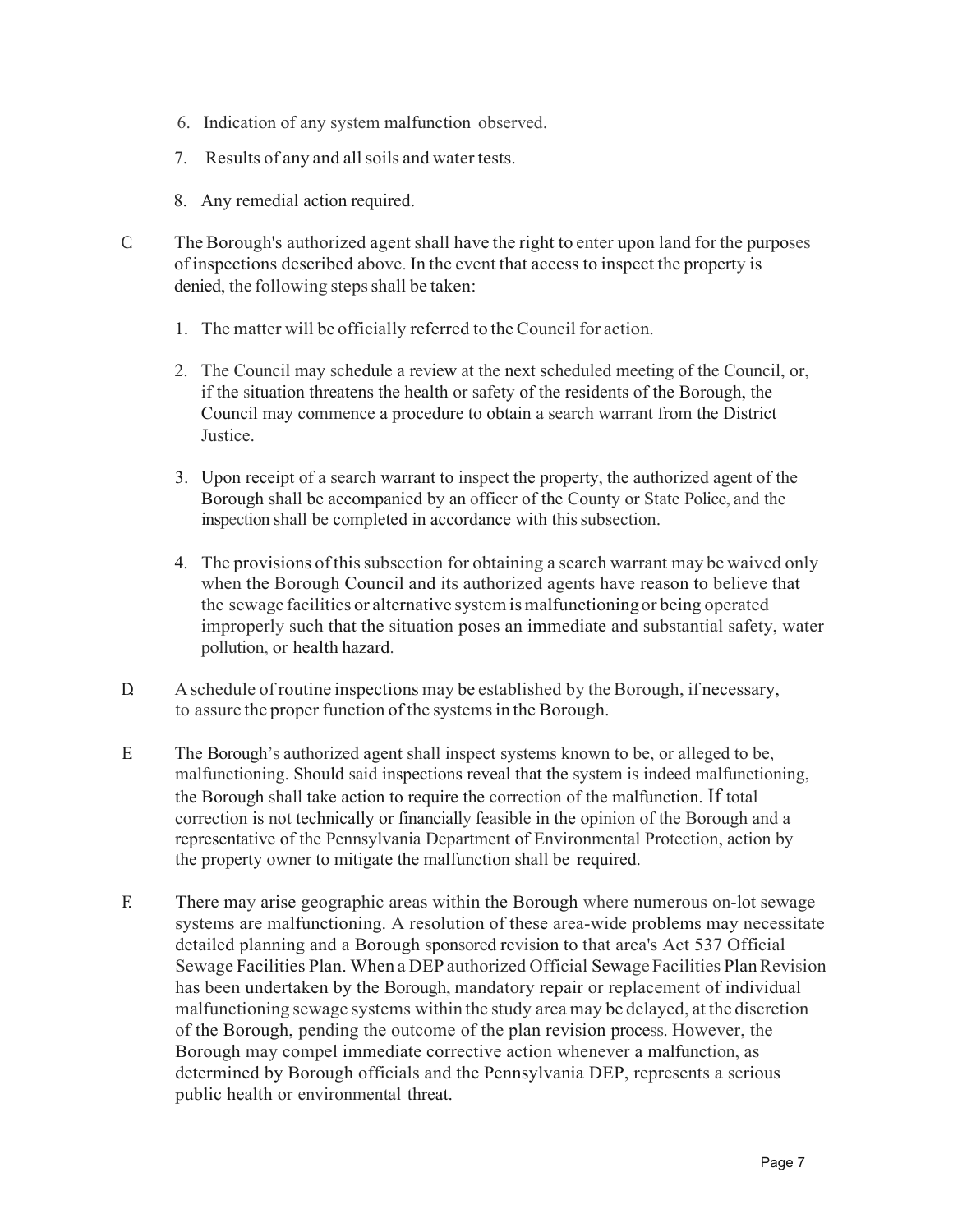6. Indication of any system malfunction observed.
7. Results of any and all soils and water tests.
8. Any remedial action required.

C. The Borough's authorized agent shall have the right to enter upon land for the purposes of inspections described above. In the event that access to inspect the property is denied, the following steps shall be taken:

1. The matter will be officially referred to the Council for action.
2. The Council may schedule a review at the next scheduled meeting of the Council, or, if the situation threatens the health or safety of the residents of the Borough, the Council may commence a procedure to obtain a search warrant from the District Justice.
3. Upon receipt of a search warrant to inspect the property, the authorized agent of the Borough shall be accompanied by an officer of the County or State Police, and the inspection shall be completed in accordance with this subsection.
4. The provisions of this subsection for obtaining a search warrant may be waived only when the Borough Council and its authorized agents have reason to believe that the sewage facilities or alternative system is malfunctioning or being operated improperly such that the situation poses an immediate and substantial safety, water pollution, or health hazard.

D. A schedule of routine inspections may be established by the Borough, if necessary, to assure the proper function of the systems in the Borough.

E. The Borough's authorized agent shall inspect systems known to be, or alleged to be, malfunctioning. Should said inspections reveal that the system is indeed malfunctioning, the Borough shall take action to require the correction of the malfunction. If total correction is not technically or financially feasible in the opinion of the Borough and a representative of the Pennsylvania Department of Environmental Protection, action by the property owner to mitigate the malfunction shall be required.

F. There may arise geographic areas within the Borough where numerous on-lot sewage systems are malfunctioning. A resolution of these area-wide problems may necessitate detailed planning and a Borough sponsored revision to that area's Act 537 Official Sewage Facilities Plan. When a DEP authorized Official Sewage Facilities Plan Revision has been undertaken by the Borough, mandatory repair or replacement of individual malfunctioning sewage systems within the study area may be delayed, at the discretion of the Borough, pending the outcome of the plan revision process. However, the Borough may compel immediate corrective action whenever a malfunction, as determined by Borough officials and the Pennsylvania DEP, represents a serious public health or environmental threat.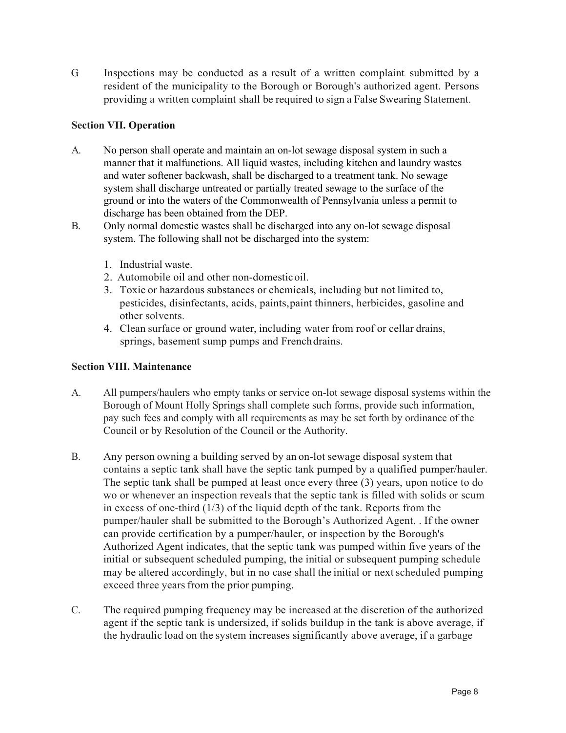G Inspections may be conducted as a result of a written complaint submitted by a resident of the municipality to the Borough or Borough's authorized agent. Persons providing a written complaint shall be required to sign a False Swearing Statement.

**Section VII. Operation**

A. No person shall operate and maintain an on-lot sewage disposal system in such a manner that it malfunctions. All liquid wastes, including kitchen and laundry wastes and water softener backwash, shall be discharged to a treatment tank. No sewage system shall discharge untreated or partially treated sewage to the surface of the ground or into the waters of the Commonwealth of Pennsylvania unless a permit to discharge has been obtained from the DEP.

B. Only normal domestic wastes shall be discharged into any on-lot sewage disposal system. The following shall not be discharged into the system:

1. Industrial waste.
2. Automobile oil and other non-domestic oil.
3. Toxic or hazardous substances or chemicals, including but not limited to, pesticides, disinfectants, acids, paints, paint thinners, herbicides, gasoline and other solvents.
4. Clean surface or ground water, including water from roof or cellar drains, springs, basement sump pumps and French drains.

**Section VIII. Maintenance**

A. All pumpers/haulers who empty tanks or service on-lot sewage disposal systems within the Borough of Mount Holly Springs shall complete such forms, provide such information, pay such fees and comply with all requirements as may be set forth by ordinance of the Council or by Resolution of the Council or the Authority.

B. Any person owning a building served by an on-lot sewage disposal system that contains a septic tank shall have the septic tank pumped by a qualified pumper/hauler. The septic tank shall be pumped at least once every three (3) years, upon notice to do wo or whenever an inspection reveals that the septic tank is filled with solids or scum in excess of one-third (1/3) of the liquid depth of the tank. Reports from the pumper/hauler shall be submitted to the Borough's Authorized Agent. . If the owner can provide certification by a pumper/hauler, or inspection by the Borough's Authorized Agent indicates, that the septic tank was pumped within five years of the initial or subsequent scheduled pumping, the initial or subsequent pumping schedule may be altered accordingly, but in no case shall the initial or next scheduled pumping exceed three years from the prior pumping.

C. The required pumping frequency may be increased at the discretion of the authorized agent if the septic tank is undersized, if solids buildup in the tank is above average, if the hydraulic load on the system increases significantly above average, if a garbage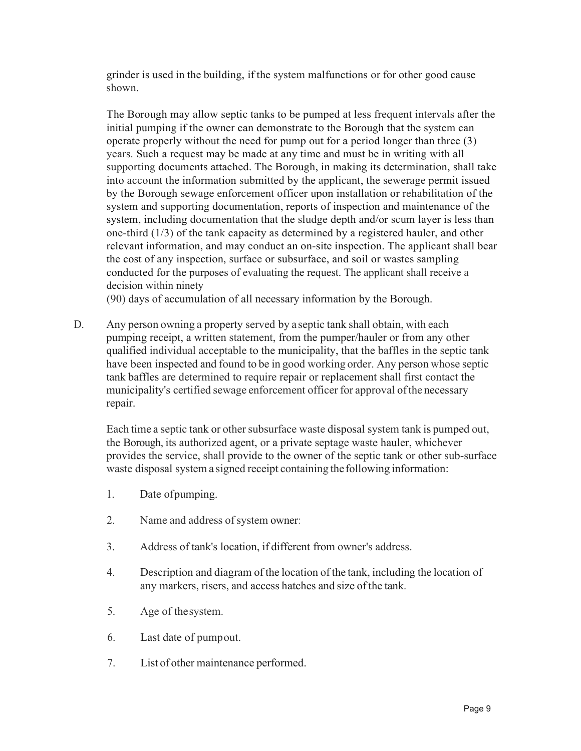grinder is used in the building, if the system malfunctions or for other good cause shown.

The Borough may allow septic tanks to be pumped at less frequent intervals after the initial pumping if the owner can demonstrate to the Borough that the system can operate properly without the need for pump out for a period longer than three (3) years. Such a request may be made at any time and must be in writing with all supporting documents attached. The Borough, in making its determination, shall take into account the information submitted by the applicant, the sewerage permit issued by the Borough sewage enforcement officer upon installation or rehabilitation of the system and supporting documentation, reports of inspection and maintenance of the system, including documentation that the sludge depth and/or scum layer is less than one-third (1/3) of the tank capacity as determined by a registered hauler, and other relevant information, and may conduct an on-site inspection. The applicant shall bear the cost of any inspection, surface or subsurface, and soil or wastes sampling conducted for the purposes of evaluating the request. The applicant shall receive a decision within ninety (90) days of accumulation of all necessary information by the Borough.

D. Any person owning a property served by a septic tank shall obtain, with each pumping receipt, a written statement, from the pumper/hauler or from any other qualified individual acceptable to the municipality, that the baffles in the septic tank have been inspected and found to be in good working order. Any person whose septic tank baffles are determined to require repair or replacement shall first contact the municipality's certified sewage enforcement officer for approval of the necessary repair.

   Each time a septic tank or other subsurface waste disposal system tank is pumped out, the Borough, its authorized agent, or a private septage waste hauler, whichever provides the service, shall provide to the owner of the septic tank or other sub-surface waste disposal system a signed receipt containing the following information:

   1. Date of pumping.
   2. Name and address of system owner:
   3. Address of tank's location, if different from owner's address.
   4. Description and diagram of the location of the tank, including the location of any markers, risers, and access hatches and size of the tank.
   5. Age of the system.
   6. Last date of pump out.
   7. List of other maintenance performed.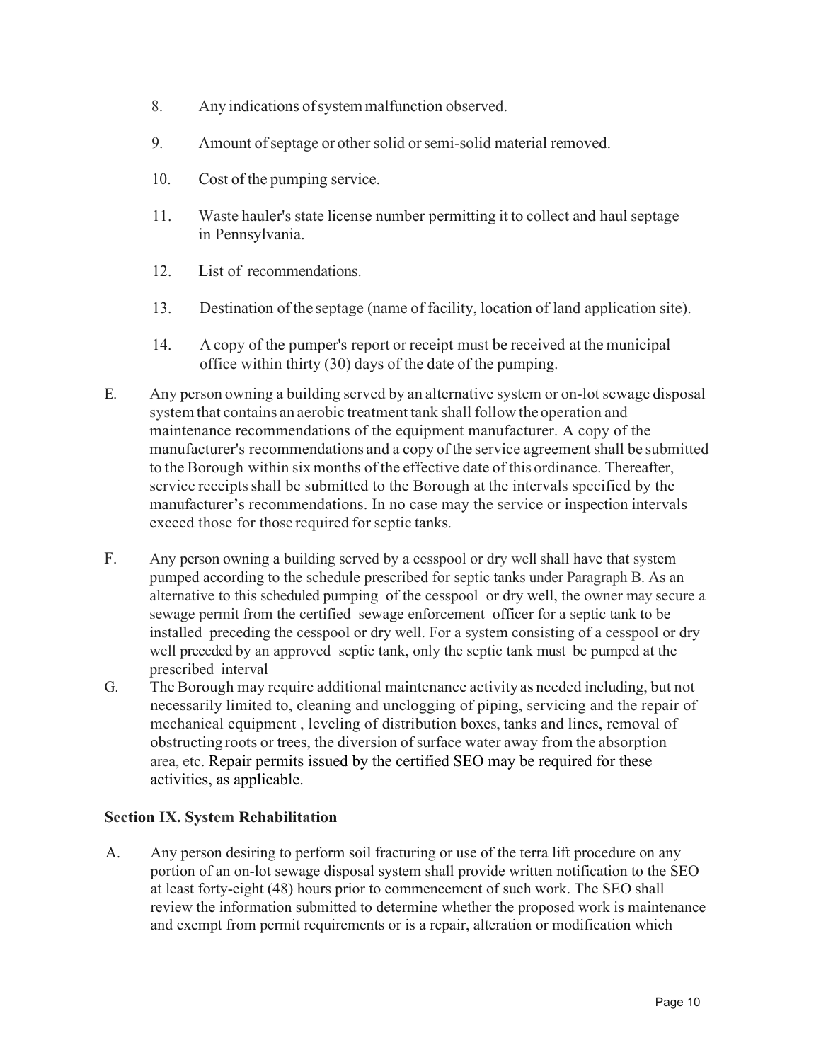8. Any indications of system malfunction observed.

9. Amount of septage or other solid or semi-solid material removed.

10. Cost of the pumping service.

11. Waste hauler's state license number permitting it to collect and haul septage in Pennsylvania.

12. List of recommendations.

13. Destination of the septage (name of facility, location of land application site).

14. A copy of the pumper's report or receipt must be received at the municipal office within thirty (30) days of the date of the pumping.

E. Any person owning a building served by an alternative system or on-lot sewage disposal system that contains an aerobic treatment tank shall follow the operation and maintenance recommendations of the equipment manufacturer. A copy of the manufacturer's recommendations and a copy of the service agreement shall be submitted to the Borough within six months of the effective date of this ordinance. Thereafter, service receipts shall be submitted to the Borough at the intervals specified by the manufacturer's recommendations. In no case may the service or inspection intervals exceed those for those required for septic tanks.

F. Any person owning a building served by a cesspool or dry well shall have that system pumped according to the schedule prescribed for septic tanks under Paragraph B. As an alternative to this scheduled pumping of the cesspool or dry well, the owner may secure a sewage permit from the certified sewage enforcement officer for a septic tank to be installed preceding the cesspool or dry well. For a system consisting of a cesspool or dry well preceded by an approved septic tank, only the septic tank must be pumped at the prescribed interval

G. The Borough may require additional maintenance activity as needed including, but not necessarily limited to, cleaning and unclogging of piping, servicing and the repair of mechanical equipment , leveling of distribution boxes, tanks and lines, removal of obstructing roots or trees, the diversion of surface water away from the absorption area, etc. Repair permits issued by the certified SEO may be required for these activities, as applicable.

**Section IX. System Rehabilitation**

A. Any person desiring to perform soil fracturing or use of the terra lift procedure on any portion of an on-lot sewage disposal system shall provide written notification to the SEO at least forty-eight (48) hours prior to commencement of such work. The SEO shall review the information submitted to determine whether the proposed work is maintenance and exempt from permit requirements or is a repair, alteration or modification which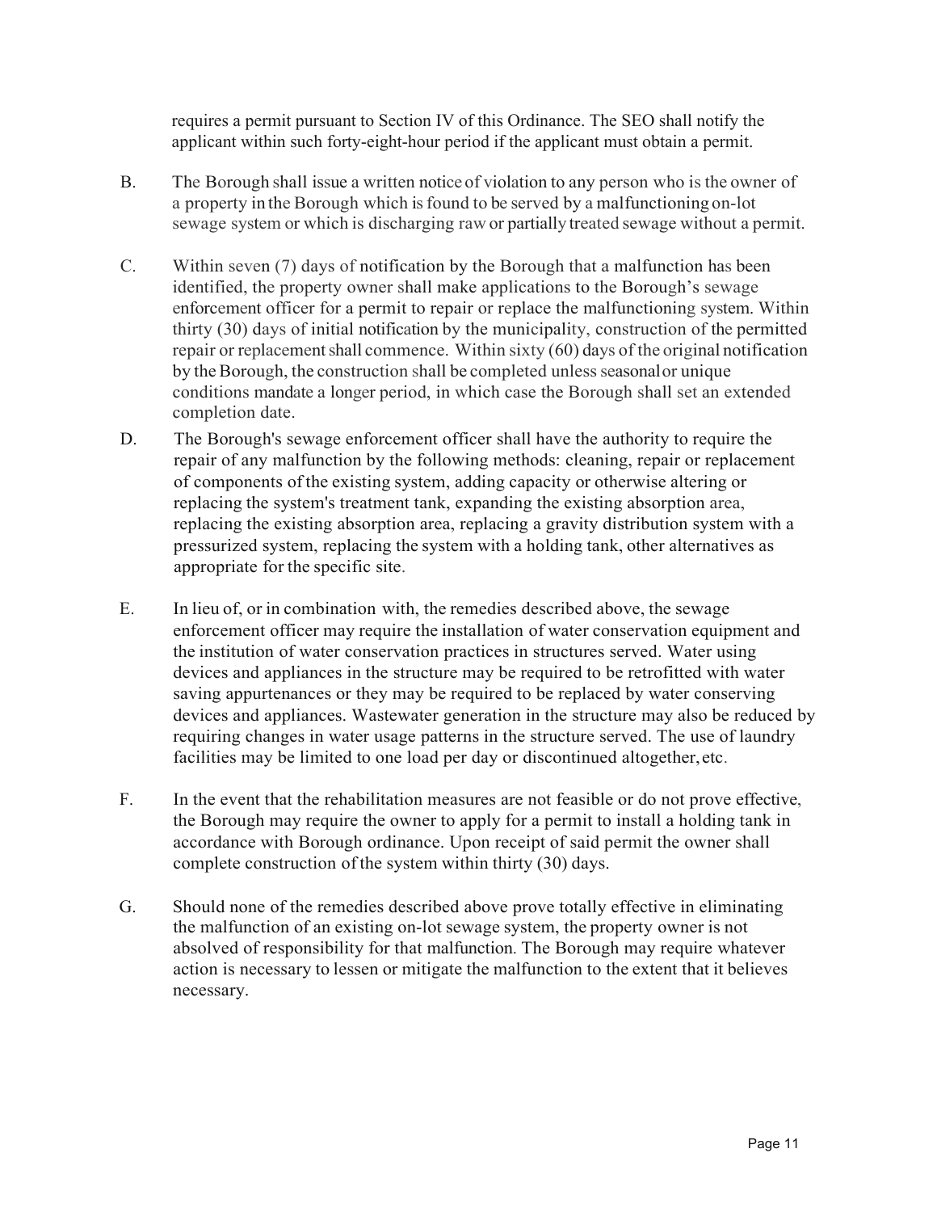requires a permit pursuant to Section IV of this Ordinance. The SEO shall notify the applicant within such forty-eight-hour period if the applicant must obtain a permit.

B. The Borough shall issue a written notice of violation to any person who is the owner of a property in the Borough which is found to be served by a malfunctioning on-lot sewage system or which is discharging raw or partially treated sewage without a permit.

C. Within seven (7) days of notification by the Borough that a malfunction has been identified, the property owner shall make applications to the Borough's sewage enforcement officer for a permit to repair or replace the malfunctioning system. Within thirty (30) days of initial notification by the municipality, construction of the permitted repair or replacement shall commence. Within sixty (60) days of the original notification by the Borough, the construction shall be completed unless seasonal or unique conditions mandate a longer period, in which case the Borough shall set an extended completion date.

D. The Borough's sewage enforcement officer shall have the authority to require the repair of any malfunction by the following methods: cleaning, repair or replacement of components of the existing system, adding capacity or otherwise altering or replacing the system's treatment tank, expanding the existing absorption area, replacing the existing absorption area, replacing a gravity distribution system with a pressurized system, replacing the system with a holding tank, other alternatives as appropriate for the specific site.

E. In lieu of, or in combination with, the remedies described above, the sewage enforcement officer may require the installation of water conservation equipment and the institution of water conservation practices in structures served. Water using devices and appliances in the structure may be required to be retrofitted with water saving appurtenances or they may be required to be replaced by water conserving devices and appliances. Wastewater generation in the structure may also be reduced by requiring changes in water usage patterns in the structure served. The use of laundry facilities may be limited to one load per day or discontinued altogether, etc.

F. In the event that the rehabilitation measures are not feasible or do not prove effective, the Borough may require the owner to apply for a permit to install a holding tank in accordance with Borough ordinance. Upon receipt of said permit the owner shall complete construction of the system within thirty (30) days.

G. Should none of the remedies described above prove totally effective in eliminating the malfunction of an existing on-lot sewage system, the property owner is not absolved of responsibility for that malfunction. The Borough may require whatever action is necessary to lessen or mitigate the malfunction to the extent that it believes necessary.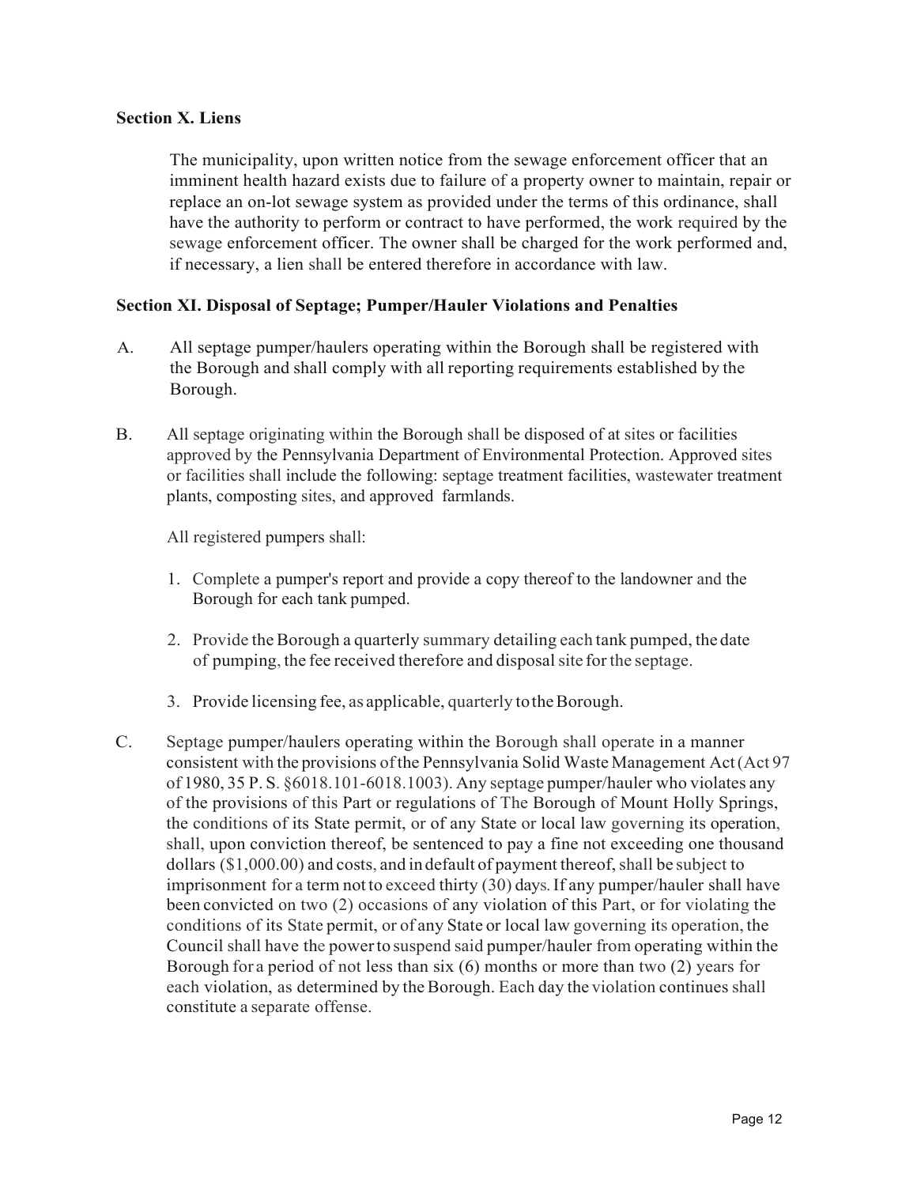**Section X. Liens**

The municipality, upon written notice from the sewage enforcement officer that an imminent health hazard exists due to failure of a property owner to maintain, repair or replace an on-lot sewage system as provided under the terms of this ordinance, shall have the authority to perform or contract to have performed, the work required by the sewage enforcement officer. The owner shall be charged for the work performed and, if necessary, a lien shall be entered therefore in accordance with law.

**Section XI. Disposal of Septage; Pumper/Hauler Violations and Penalties**

A. All septage pumper/haulers operating within the Borough shall be registered with the Borough and shall comply with all reporting requirements established by the Borough.

B. All septage originating within the Borough shall be disposed of at sites or facilities approved by the Pennsylvania Department of Environmental Protection. Approved sites or facilities shall include the following: septage treatment facilities, wastewater treatment plants, composting sites, and approved farmlands.

All registered pumpers shall:

1. Complete a pumper's report and provide a copy thereof to the landowner and the Borough for each tank pumped.
2. Provide the Borough a quarterly summary detailing each tank pumped, the date of pumping, the fee received therefore and disposal site for the septage.
3. Provide licensing fee, as applicable, quarterly to the Borough.

C. Septage pumper/haulers operating within the Borough shall operate in a manner consistent with the provisions of the Pennsylvania Solid Waste Management Act (Act 97 of 1980, 35 P. S. §6018.101-6018.1003). Any septage pumper/hauler who violates any of the provisions of this Part or regulations of The Borough of Mount Holly Springs, the conditions of its State permit, or of any State or local law governing its operation, shall, upon conviction thereof, be sentenced to pay a fine not exceeding one thousand dollars ($1,000.00) and costs, and in default of payment thereof, shall be subject to imprisonment for a term not to exceed thirty (30) days. If any pumper/hauler shall have been convicted on two (2) occasions of any violation of this Part, or for violating the conditions of its State permit, or of any State or local law governing its operation, the Council shall have the power to suspend said pumper/hauler from operating within the Borough for a period of not less than six (6) months or more than two (2) years for each violation, as determined by the Borough. Each day the violation continues shall constitute a separate offense.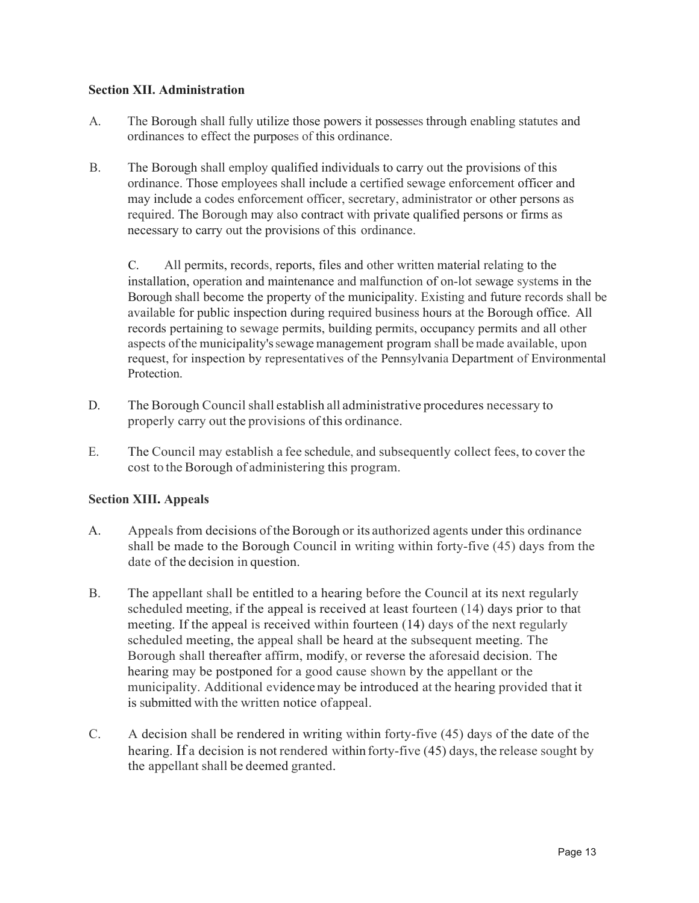**Section XII. Administration**

A. The Borough shall fully utilize those powers it possesses through enabling statutes and ordinances to effect the purposes of this ordinance.

B. The Borough shall employ qualified individuals to carry out the provisions of this ordinance. Those employees shall include a certified sewage enforcement officer and may include a codes enforcement officer, secretary, administrator or other persons as required. The Borough may also contract with private qualified persons or firms as necessary to carry out the provisions of this ordinance.

C. All permits, records, reports, files and other written material relating to the installation, operation and maintenance and malfunction of on-lot sewage systems in the Borough shall become the property of the municipality. Existing and future records shall be available for public inspection during required business hours at the Borough office. All records pertaining to sewage permits, building permits, occupancy permits and all other aspects of the municipality's sewage management program shall be made available, upon request, for inspection by representatives of the Pennsylvania Department of Environmental Protection.

D. The Borough Council shall establish all administrative procedures necessary to properly carry out the provisions of this ordinance.

E. The Council may establish a fee schedule, and subsequently collect fees, to cover the cost to the Borough of administering this program.

**Section XIII. Appeals**

A. Appeals from decisions of the Borough or its authorized agents under this ordinance shall be made to the Borough Council in writing within forty-five (45) days from the date of the decision in question.

B. The appellant shall be entitled to a hearing before the Council at its next regularly scheduled meeting, if the appeal is received at least fourteen (14) days prior to that meeting. If the appeal is received within fourteen (14) days of the next regularly scheduled meeting, the appeal shall be heard at the subsequent meeting. The Borough shall thereafter affirm, modify, or reverse the aforesaid decision. The hearing may be postponed for a good cause shown by the appellant or the municipality. Additional evidence may be introduced at the hearing provided that it is submitted with the written notice of appeal.

C. A decision shall be rendered in writing within forty-five (45) days of the date of the hearing. If a decision is not rendered within forty-five (45) days, the release sought by the appellant shall be deemed granted.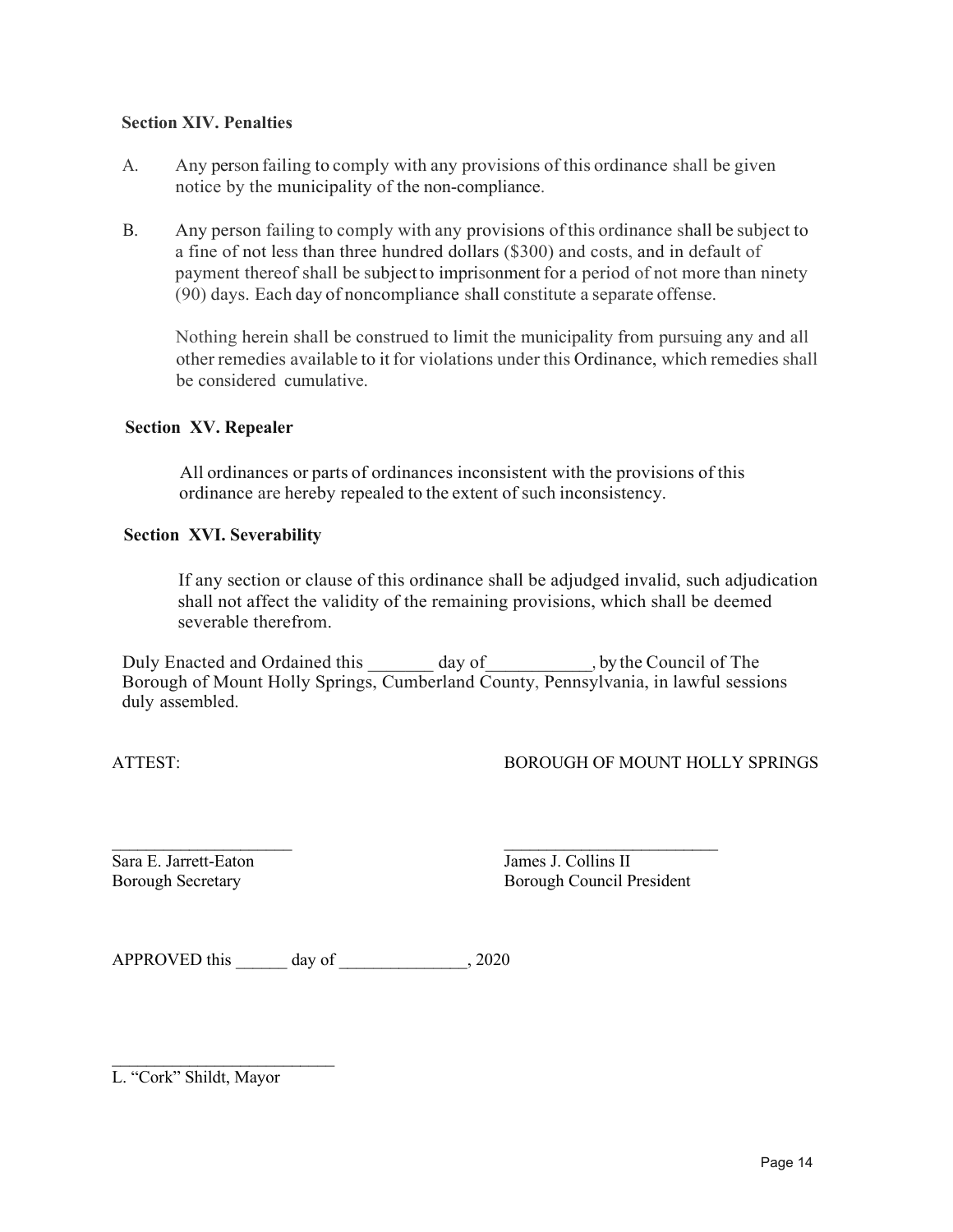**Section XIV. Penalties**

A. Any person failing to comply with any provisions of this ordinance shall be given notice by the municipality of the non-compliance.

B. Any person failing to comply with any provisions of this ordinance shall be subject to a fine of not less than three hundred dollars ($300) and costs, and in default of payment thereof shall be subject to imprisonment for a period of not more than ninety (90) days. Each day of noncompliance shall constitute a separate offense.

Nothing herein shall be construed to limit the municipality from pursuing any and all other remedies available to it for violations under this Ordinance, which remedies shall be considered cumulative.

**Section XV. Repealer**

All ordinances or parts of ordinances inconsistent with the provisions of this ordinance are hereby repealed to the extent of such inconsistency.

**Section XVI. Severability**

If any section or clause of this ordinance shall be adjudged invalid, such adjudication shall not affect the validity of the remaining provisions, which shall be deemed severable therefrom.

Duly Enacted and Ordained this _______ day of___________, by the Council of The Borough of Mount Holly Springs, Cumberland County, Pennsylvania, in lawful sessions duly assembled.

ATTEST: BOROUGH OF MOUNT HOLLY SPRINGS

_____________________ _________________________

Sara E. Jarrett-Eaton
Borough Secretary

James J. Collins II
Borough Council President

APPROVED this ______ day of ______________, 2020

__________________________

L. "Cork" Shildt, Mayor